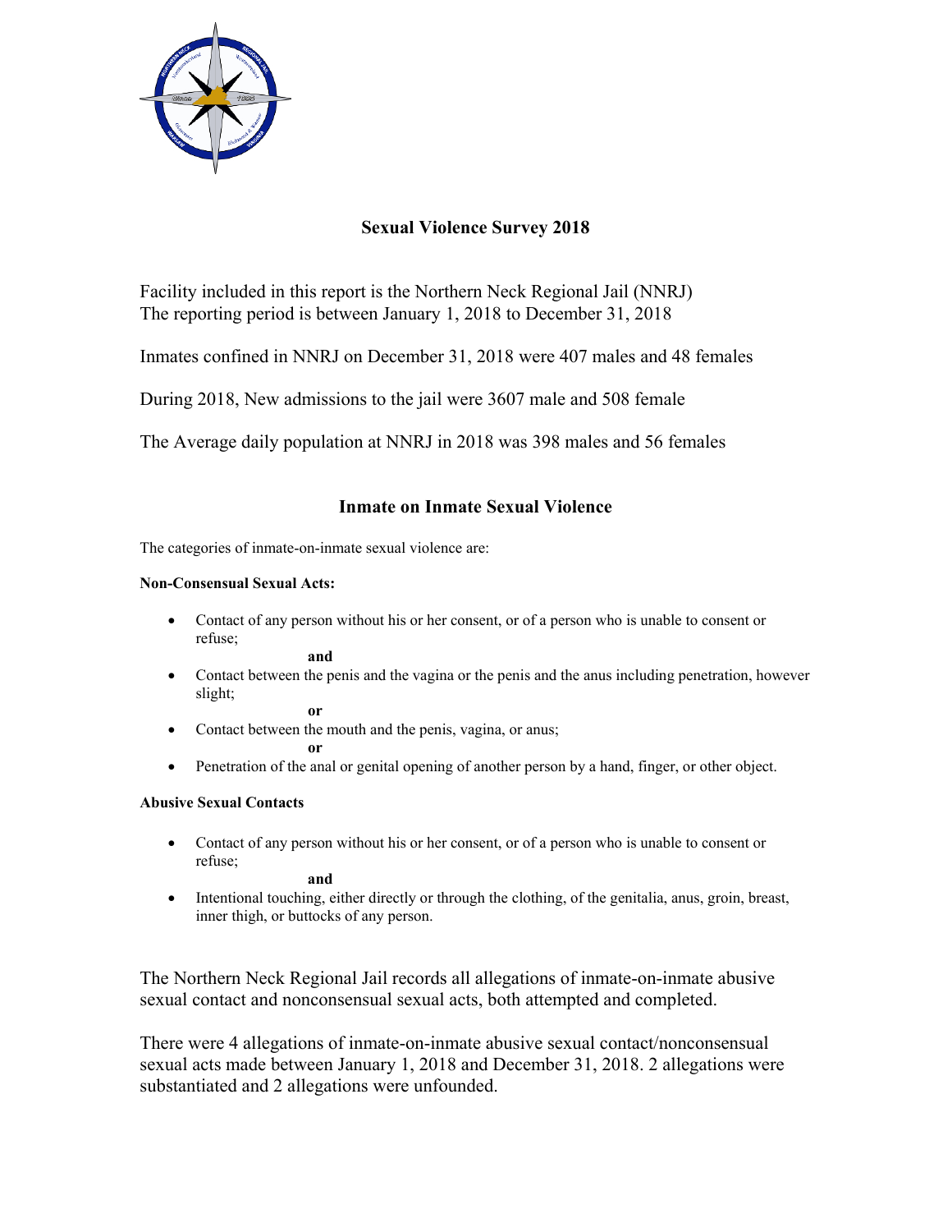# Sexual Violence Survey 2018

Facility included in this report is the Northern Neck Regional Jail (NNRJ)
The reporting period is between January 1, 2018 to December 31, 2018

Inmates confined in NNRJ on December 31, 2018 were 407 males and 48 females

During 2018, New admissions to the jail were 3607 male and 508 female

The Average daily population at NNRJ in 2018 was 398 males and 56 females

## Inmate on Inmate Sexual Violence

The categories of inmate-on-inmate sexual violence are:

**Non-Consensual Sexual Acts:**

- Contact of any person without his or her consent, or of a person who is unable to consent or refuse;

  **and**

- Contact between the penis and the vagina or the penis and the anus including penetration, however slight;

  **or**

- Contact between the mouth and the penis, vagina, or anus;

  **or**

- Penetration of the anal or genital opening of another person by a hand, finger, or other object.

**Abusive Sexual Contacts**

- Contact of any person without his or her consent, or of a person who is unable to consent or refuse;

  **and**

- Intentional touching, either directly or through the clothing, of the genitalia, anus, groin, breast, inner thigh, or buttocks of any person.

The Northern Neck Regional Jail records all allegations of inmate-on-inmate abusive sexual contact and nonconsensual sexual acts, both attempted and completed.

There were 4 allegations of inmate-on-inmate abusive sexual contact/nonconsensual sexual acts made between January 1, 2018 and December 31, 2018. 2 allegations were substantiated and 2 allegations were unfounded.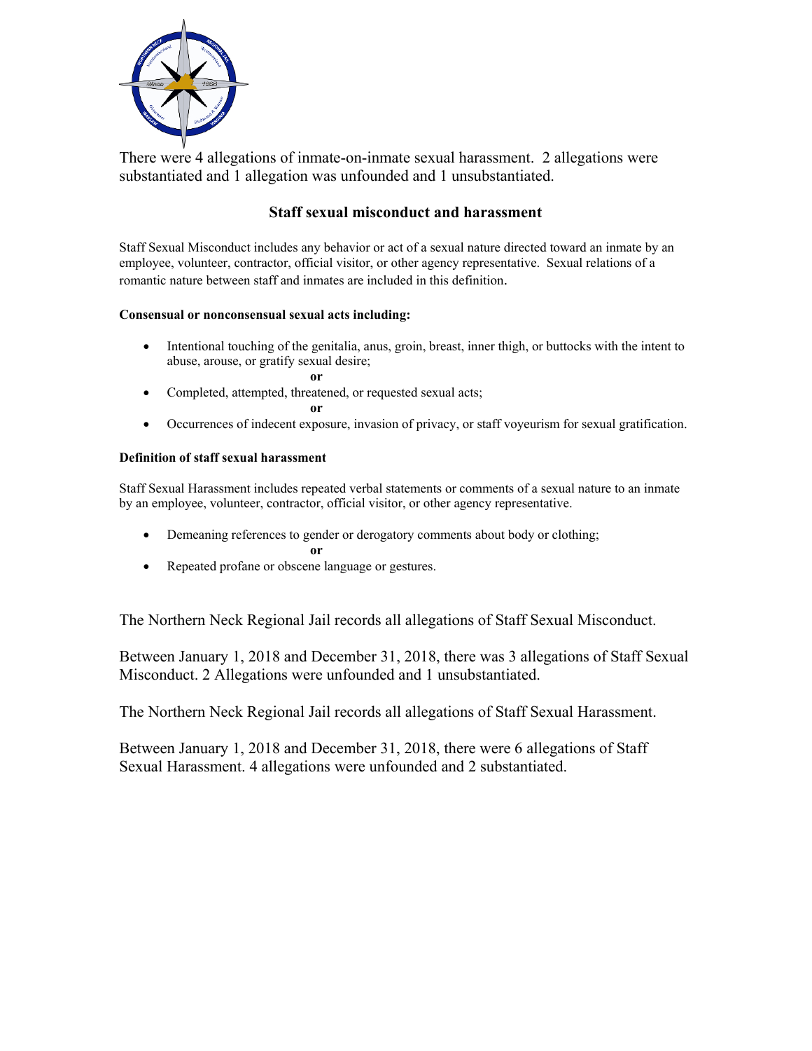There were 4 allegations of inmate-on-inmate sexual harassment. 2 allegations were substantiated and 1 allegation was unfounded and 1 unsubstantiated.

## Staff sexual misconduct and harassment

Staff Sexual Misconduct includes any behavior or act of a sexual nature directed toward an inmate by an employee, volunteer, contractor, official visitor, or other agency representative. Sexual relations of a romantic nature between staff and inmates are included in this definition.

**Consensual or nonconsensual sexual acts including:**

- Intentional touching of the genitalia, anus, groin, breast, inner thigh, or buttocks with the intent to abuse, arouse, or gratify sexual desire;

  **or**
- Completed, attempted, threatened, or requested sexual acts;

  **or**
- Occurrences of indecent exposure, invasion of privacy, or staff voyeurism for sexual gratification.

**Definition of staff sexual harassment**

Staff Sexual Harassment includes repeated verbal statements or comments of a sexual nature to an inmate by an employee, volunteer, contractor, official visitor, or other agency representative.

- Demeaning references to gender or derogatory comments about body or clothing;

  **or**
- Repeated profane or obscene language or gestures.

The Northern Neck Regional Jail records all allegations of Staff Sexual Misconduct.

Between January 1, 2018 and December 31, 2018, there was 3 allegations of Staff Sexual Misconduct. 2 Allegations were unfounded and 1 unsubstantiated.

The Northern Neck Regional Jail records all allegations of Staff Sexual Harassment.

Between January 1, 2018 and December 31, 2018, there were 6 allegations of Staff Sexual Harassment. 4 allegations were unfounded and 2 substantiated.